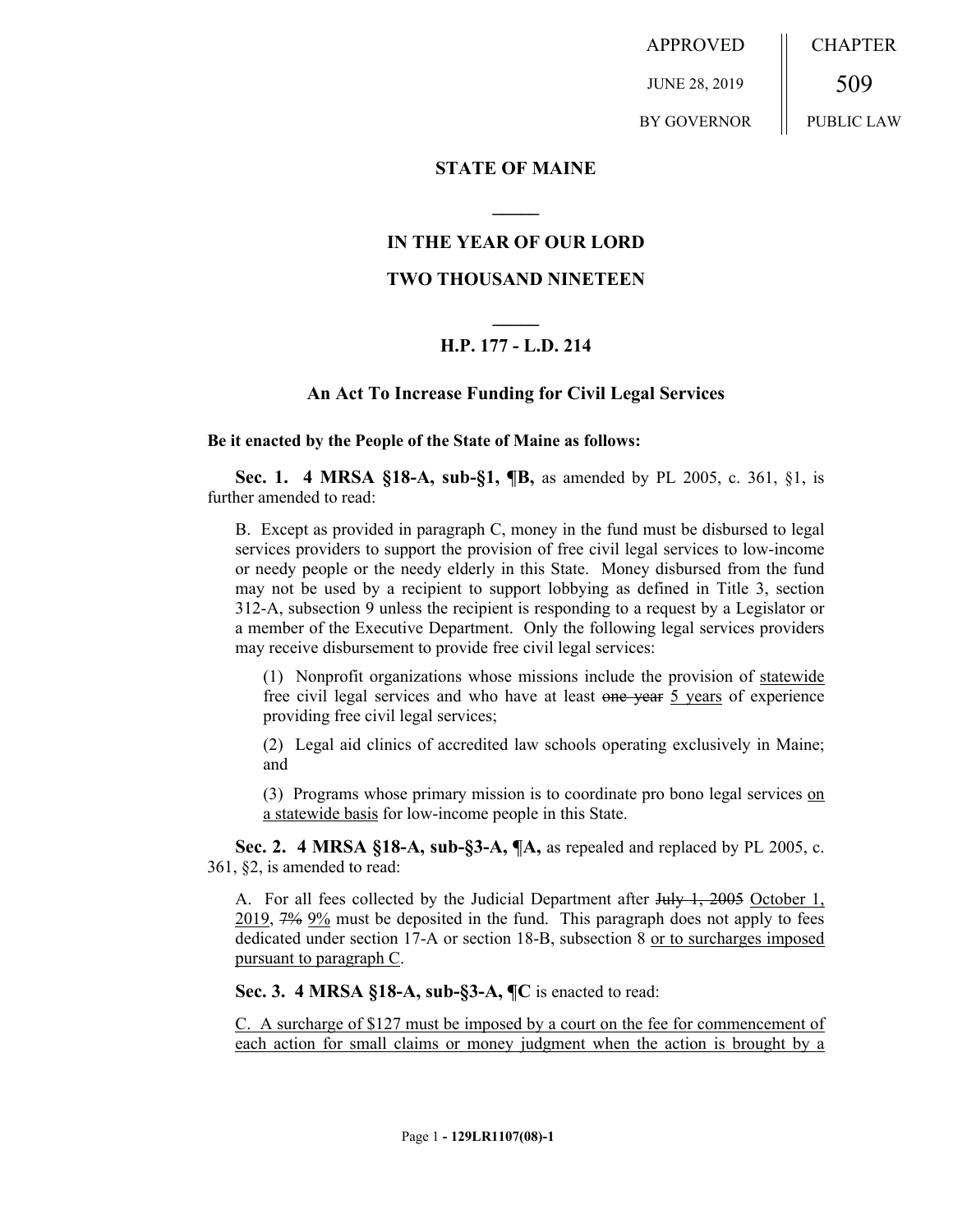APPROVED | CHAPTER
JUNE 28, 2019 | 509
BY GOVERNOR | PUBLIC LAW

**STATE OF MAINE**

**IN THE YEAR OF OUR LORD**

**TWO THOUSAND NINETEEN**

**H.P. 177 - L.D. 214**

**An Act To Increase Funding for Civil Legal Services**

**Be it enacted by the People of the State of Maine as follows:**

**Sec. 1. 4 MRSA §18-A, sub-§1, ¶B,** as amended by PL 2005, c. 361, §1, is further amended to read:

B. Except as provided in paragraph C, money in the fund must be disbursed to legal services providers to support the provision of free civil legal services to low-income or needy people or the needy elderly in this State. Money disbursed from the fund may not be used by a recipient to support lobbying as defined in Title 3, section 312-A, subsection 9 unless the recipient is responding to a request by a Legislator or a member of the Executive Department. Only the following legal services providers may receive disbursement to provide free civil legal services:

(1) Nonprofit organizations whose missions include the provision of <u>statewide</u> free civil legal services and who have at least ~~one year~~ <u>5 years</u> of experience providing free civil legal services;

(2) Legal aid clinics of accredited law schools operating exclusively in Maine; and

(3) Programs whose primary mission is to coordinate pro bono legal services <u>on a statewide basis</u> for low-income people in this State.

**Sec. 2. 4 MRSA §18-A, sub-§3-A, ¶A,** as repealed and replaced by PL 2005, c. 361, §2, is amended to read:

A. For all fees collected by the Judicial Department after ~~July 1, 2005~~ <u>October 1, 2019</u>, ~~7%~~ <u>9%</u> must be deposited in the fund. This paragraph does not apply to fees dedicated under section 17-A or section 18-B, subsection 8 <u>or to surcharges imposed pursuant to paragraph C</u>.

**Sec. 3. 4 MRSA §18-A, sub-§3-A, ¶C** is enacted to read:

<u>C. A surcharge of $127 must be imposed by a court on the fee for commencement of each action for small claims or money judgment when the action is brought by a</u>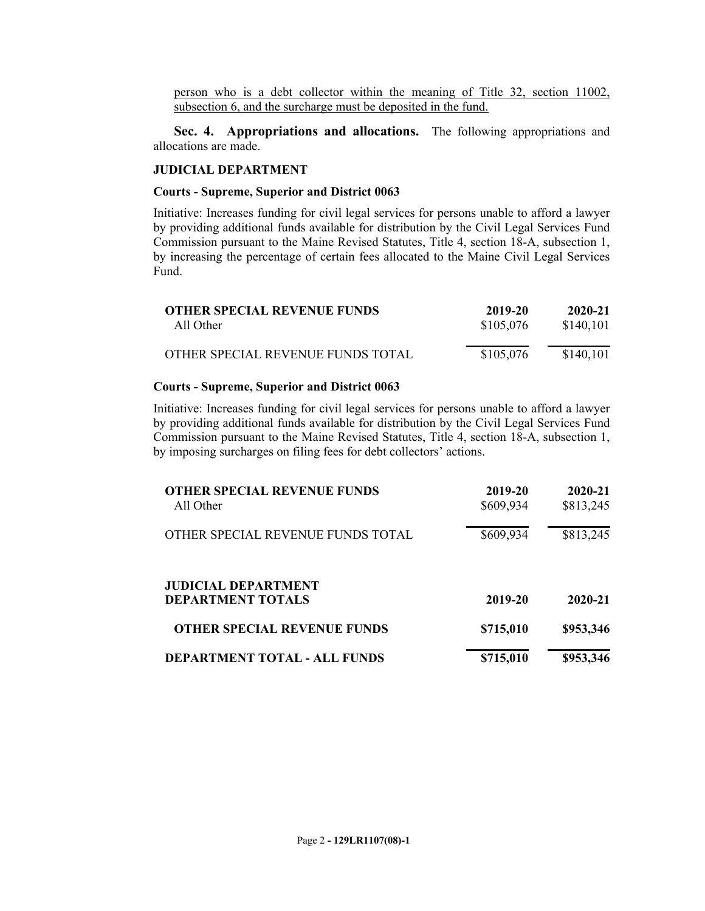person who is a debt collector within the meaning of Title 32, section 11002, subsection 6, and the surcharge must be deposited in the fund.

**Sec. 4. Appropriations and allocations.** The following appropriations and allocations are made.

**JUDICIAL DEPARTMENT**

**Courts - Supreme, Superior and District 0063**

Initiative: Increases funding for civil legal services for persons unable to afford a lawyer by providing additional funds available for distribution by the Civil Legal Services Fund Commission pursuant to the Maine Revised Statutes, Title 4, section 18-A, subsection 1, by increasing the percentage of certain fees allocated to the Maine Civil Legal Services Fund.

| OTHER SPECIAL REVENUE FUNDS | 2019-20 | 2020-21 |
|---|---|---|
| All Other | $105,076 | $140,101 |
| OTHER SPECIAL REVENUE FUNDS TOTAL | $105,076 | $140,101 |

**Courts - Supreme, Superior and District 0063**

Initiative: Increases funding for civil legal services for persons unable to afford a lawyer by providing additional funds available for distribution by the Civil Legal Services Fund Commission pursuant to the Maine Revised Statutes, Title 4, section 18-A, subsection 1, by imposing surcharges on filing fees for debt collectors' actions.

| OTHER SPECIAL REVENUE FUNDS | 2019-20 | 2020-21 |
|---|---|---|
| All Other | $609,934 | $813,245 |
| OTHER SPECIAL REVENUE FUNDS TOTAL | $609,934 | $813,245 |

| JUDICIAL DEPARTMENT DEPARTMENT TOTALS | 2019-20 | 2020-21 |
|---|---|---|
| **OTHER SPECIAL REVENUE FUNDS** | **$715,010** | **$953,346** |
| **DEPARTMENT TOTAL - ALL FUNDS** | **$715,010** | **$953,346** |